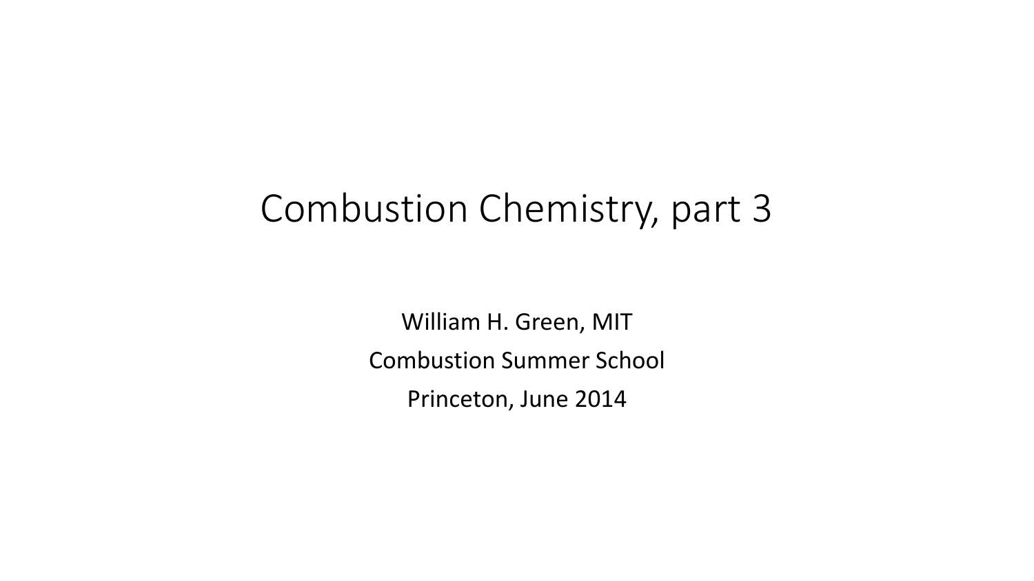# Combustion Chemistry, part 3

William H. Green, MIT

Combustion Summer School

Princeton, June 2014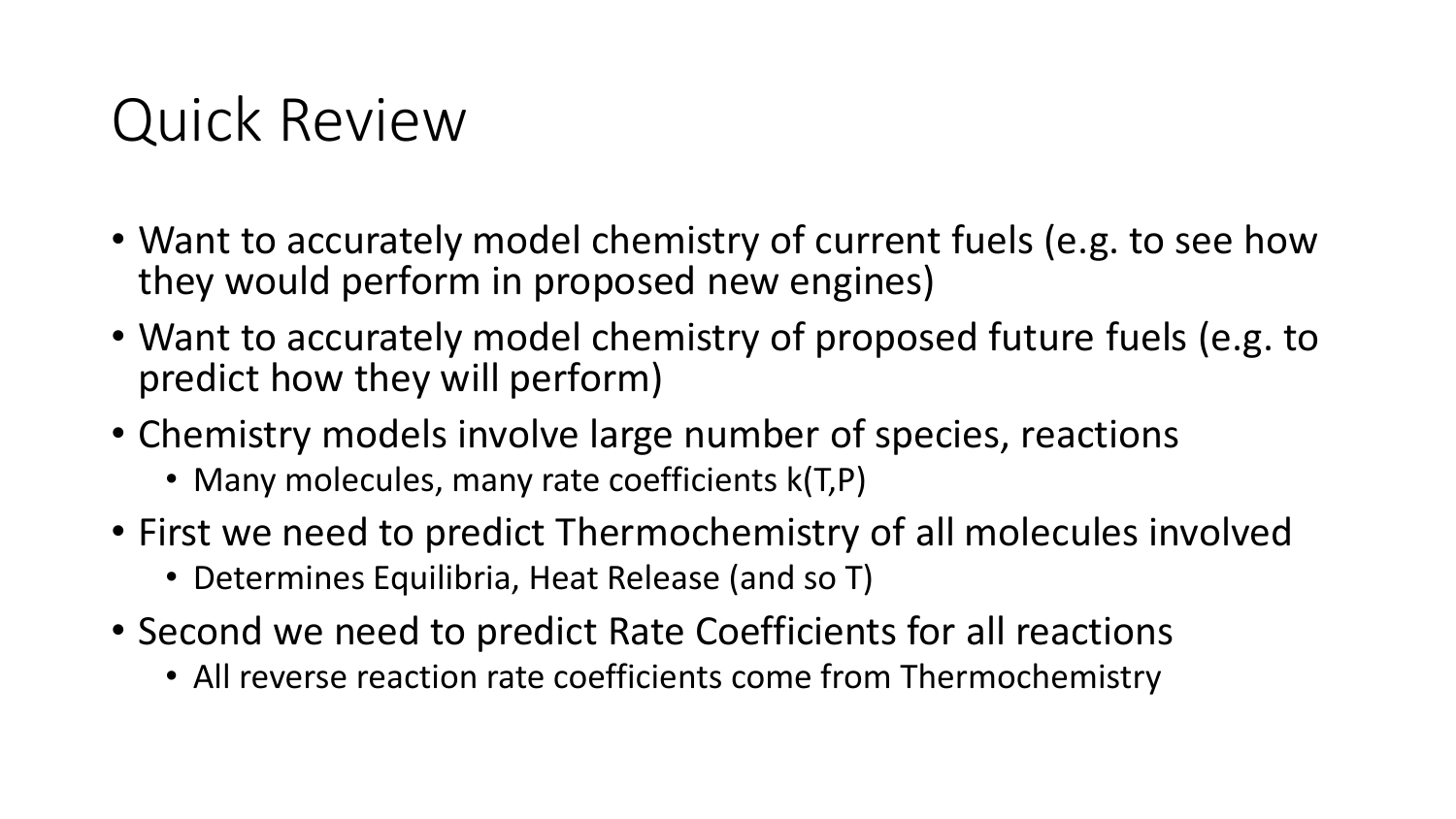# Quick Review

- Want to accurately model chemistry of current fuels (e.g. to see how they would perform in proposed new engines)
- Want to accurately model chemistry of proposed future fuels (e.g. to predict how they will perform)
- Chemistry models involve large number of species, reactions
  - Many molecules, many rate coefficients $k(T,P)$
- First we need to predict Thermochemistry of all molecules involved
  - Determines Equilibria, Heat Release (and so $T$)
- Second we need to predict Rate Coefficients for all reactions
  - All reverse reaction rate coefficients come from Thermochemistry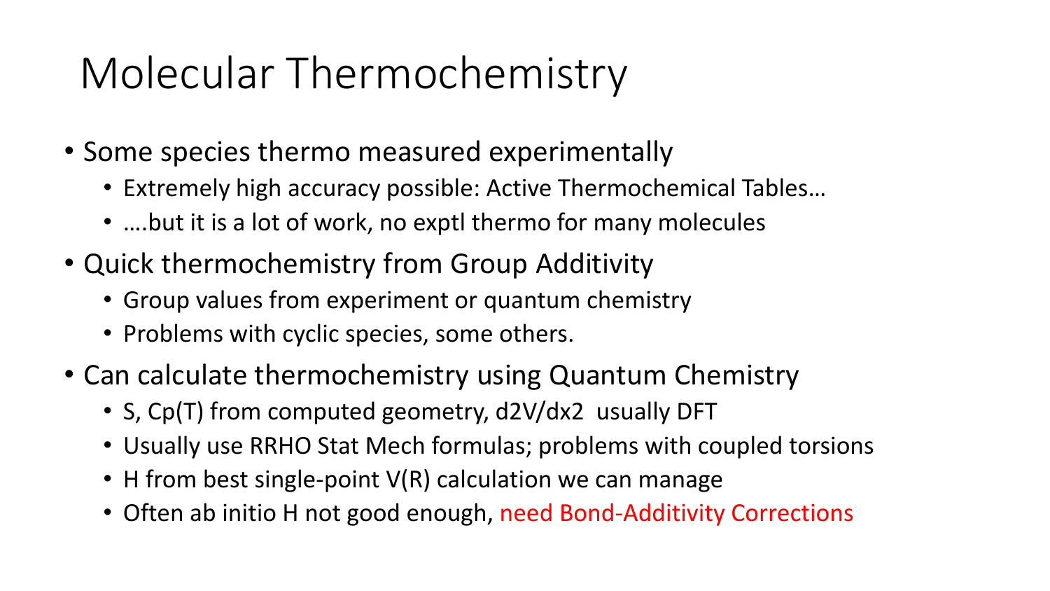# Molecular Thermochemistry

- Some species thermo measured experimentally
  - Extremely high accuracy possible: Active Thermochemical Tables…
  - ….but it is a lot of work, no exptl thermo for many molecules
- Quick thermochemistry from Group Additivity
  - Group values from experiment or quantum chemistry
  - Problems with cyclic species, some others.
- Can calculate thermochemistry using Quantum Chemistry
  - S, Cp(T) from computed geometry, $d^2V/dx^2$ usually DFT
  - Usually use RRHO Stat Mech formulas; problems with coupled torsions
  - H from best single-point V(R) calculation we can manage
  - Often ab initio H not good enough, need Bond-Additivity Corrections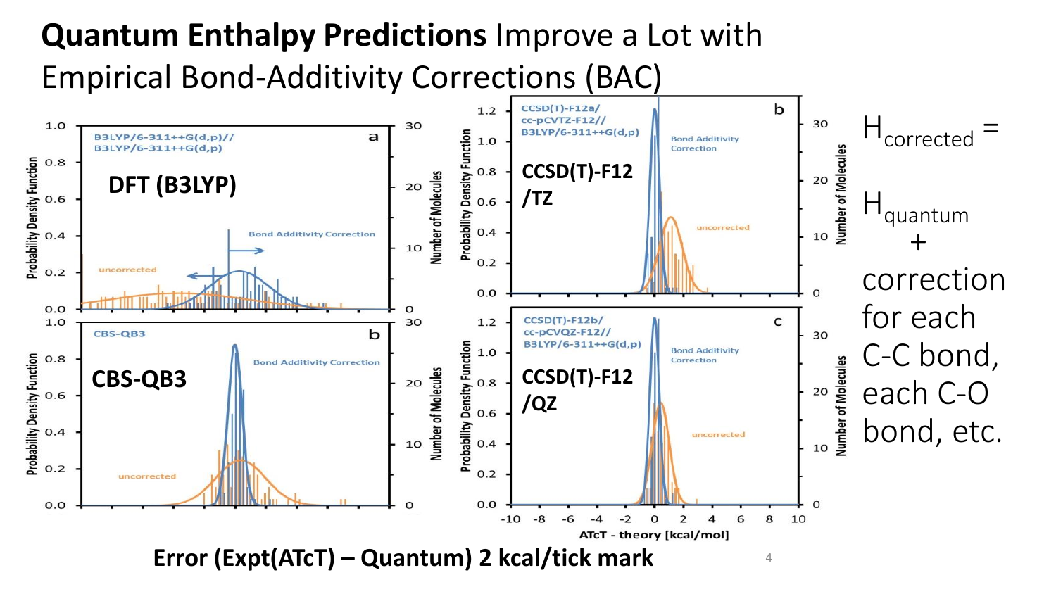# **Quantum Enthalpy Predictions** Improve a Lot with Empirical Bond-Additivity Corrections (BAC)

**DFT (B3LYP)**

**CBS-QB3**

**CCSD(T)-F12 /TZ**

**CCSD(T)-F12 /QZ**

$H_{corrected}$ = $H_{quantum}$ + correction for each C-C bond, each C-O bond, etc.

**Error (Expt(ATcT) – Quantum) 2 kcal/tick mark**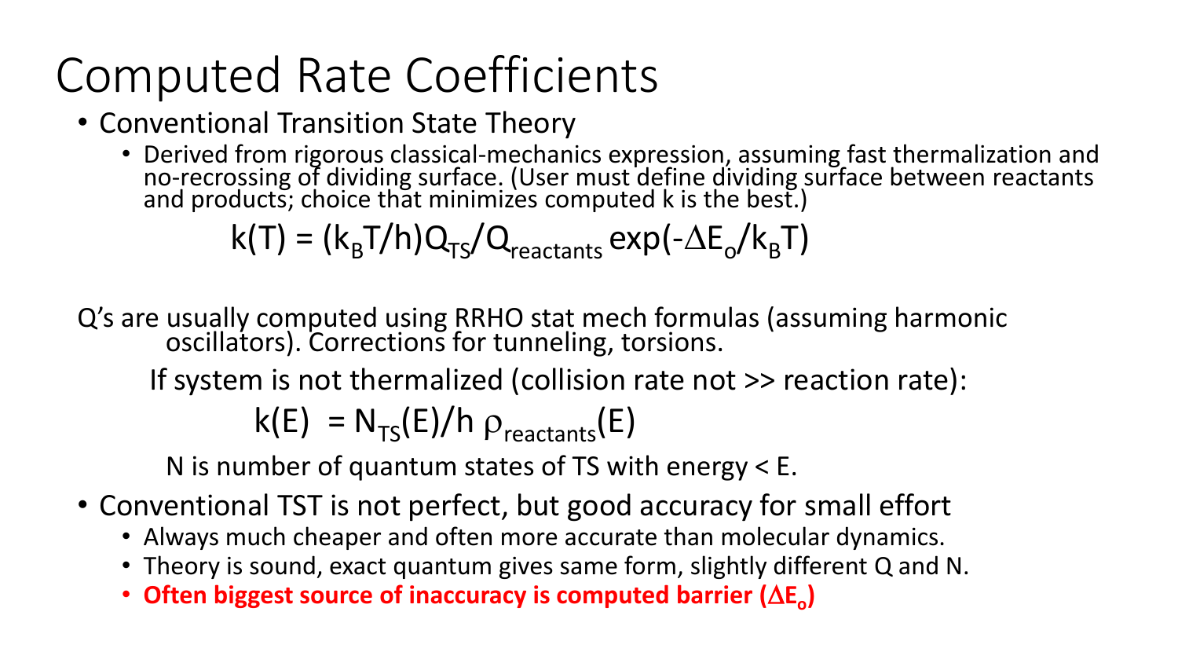# Computed Rate Coefficients

- Conventional Transition State Theory
  - Derived from rigorous classical-mechanics expression, assuming fast thermalization and no-recrossing of dividing surface. (User must define dividing surface between reactants and products; choice that minimizes computed k is the best.)

$$k(T) = (k_B T/h) Q_{TS}/Q_{reactants} \exp(-\Delta E_o/k_B T)$$

Q's are usually computed using RRHO stat mech formulas (assuming harmonic oscillators). Corrections for tunneling, torsions.

If system is not thermalized (collision rate not >> reaction rate):

$$k(E) = N_{TS}(E)/h\, \rho_{reactants}(E)$$

N is number of quantum states of TS with energy < E.

- Conventional TST is not perfect, but good accuracy for small effort
  - Always much cheaper and often more accurate than molecular dynamics.
  - Theory is sound, exact quantum gives same form, slightly different Q and N.
  - **Often biggest source of inaccuracy is computed barrier ($\Delta E_o$)**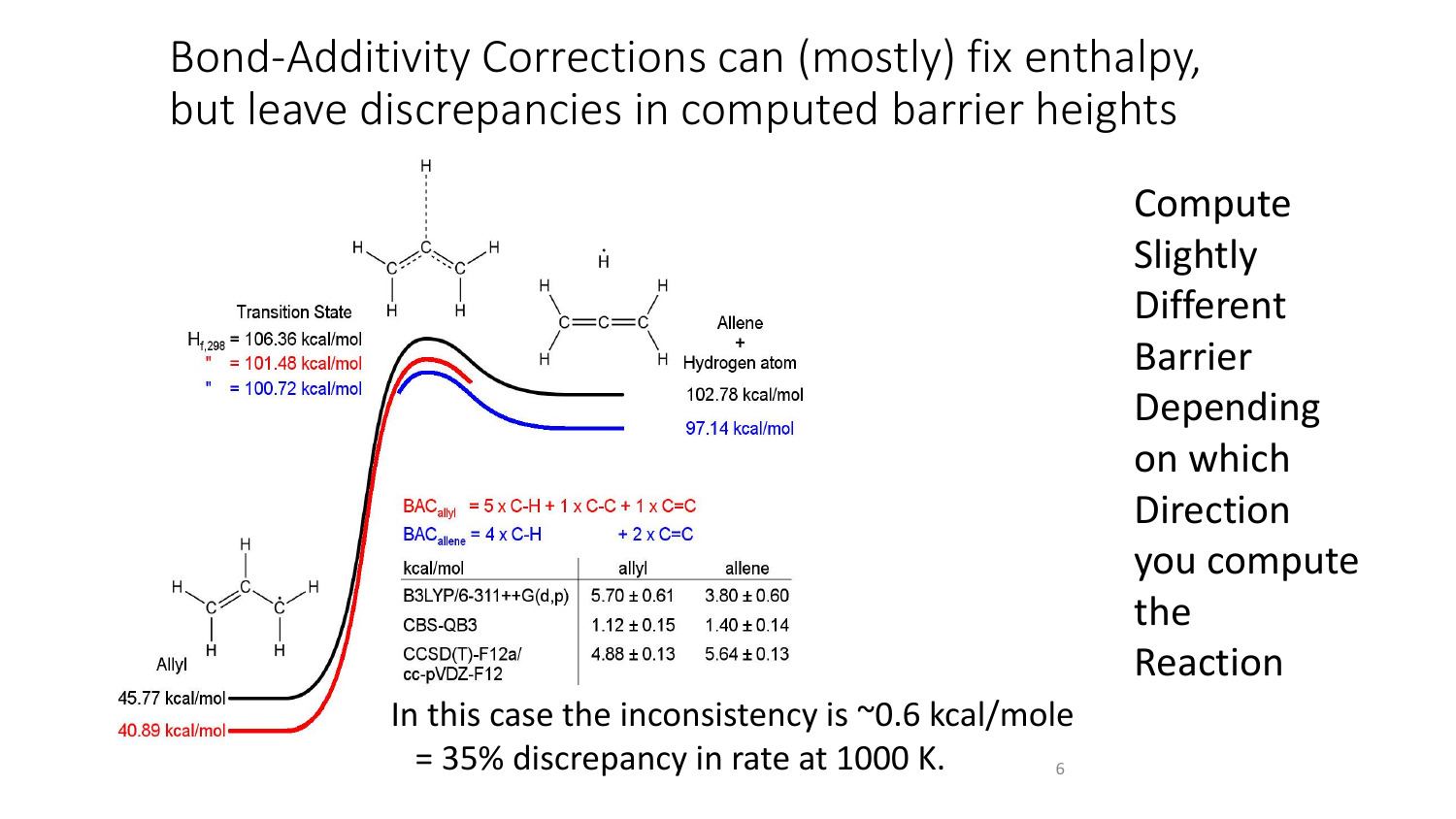# Bond-Additivity Corrections can (mostly) fix enthalpy, but leave discrepancies in computed barrier heights

Transition State

$H_{f,298}$ = 106.36 kcal/mol

" = 101.48 kcal/mol

" = 100.72 kcal/mol

Allene + Hydrogen atom

102.78 kcal/mol

97.14 kcal/mol

Allyl

45.77 kcal/mol

40.89 kcal/mol

$BAC_{allyl}$ = 5 x C-H + 1 x C-C + 1 x C=C

$BAC_{allene}$ = 4 x C-H + 2 x C=C

| kcal/mol | allyl | allene |
|---|---|---|
| B3LYP/6-311++G(d,p) | 5.70 ± 0.61 | 3.80 ± 0.60 |
| CBS-QB3 | 1.12 ± 0.15 | 1.40 ± 0.14 |
| CCSD(T)-F12a/ cc-pVDZ-F12 | 4.88 ± 0.13 | 5.64 ± 0.13 |

In this case the inconsistency is ~0.6 kcal/mole = 35% discrepancy in rate at 1000 K.

Compute Slightly Different Barrier Depending on which Direction you compute the Reaction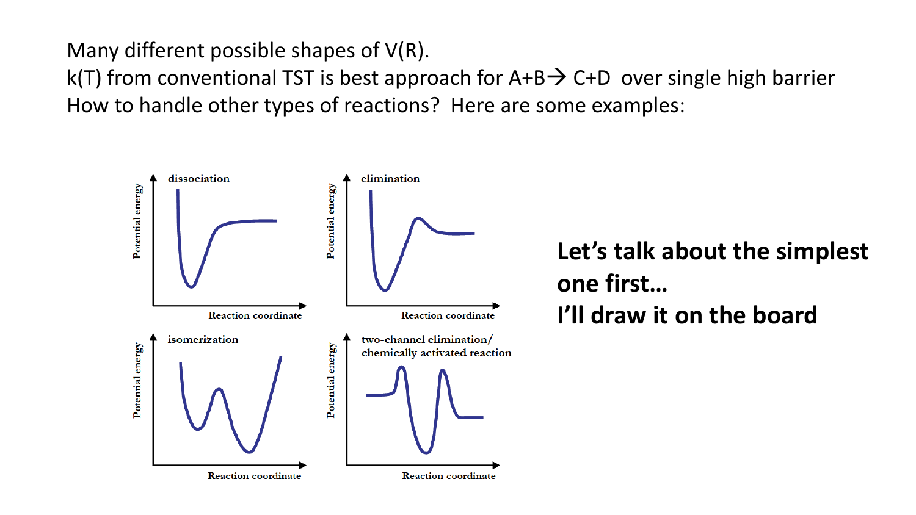Many different possible shapes of V(R).

k(T) from conventional TST is best approach for A+B→ C+D over single high barrier

How to handle other types of reactions? Here are some examples:

dissociation

Potential energy

Reaction coordinate

elimination

Potential energy

Reaction coordinate

isomerization

Potential energy

Reaction coordinate

two-channel elimination/
chemically activated reaction

Potential energy

Reaction coordinate

**Let's talk about the simplest one first…**

**I'll draw it on the board**